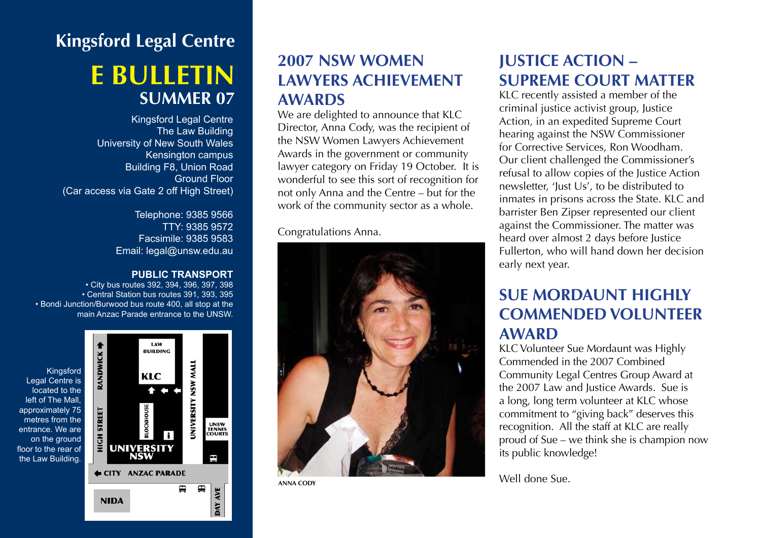# Kingsford Legal Centre

# E BULLETIN

## SUMMER 07

Kingsford Legal Centre
The Law Building
University of New South Wales
Kensington campus
Building F8, Union Road
Ground Floor
(Car access via Gate 2 off High Street)

Telephone: 9385 9566
TTY: 9385 9572
Facsimile: 9385 9583
Email: legal@unsw.edu.au

**PUBLIC TRANSPORT**

- City bus routes 392, 394, 396, 397, 398
- Central Station bus routes 391, 393, 395
- Bondi Junction/Burwood bus route 400, all stop at the main Anzac Parade entrance to the UNSW.

Kingsford Legal Centre is located to the left of The Mall, approximately 75 metres from the entrance. We are on the ground floor to the rear of the Law Building.

LAW BUILDING
KLC
BLOCKHOUSE
UNIVERSITY NSW
RANDWICK
HIGH STREET
UNIVERSITY NSW MALL
UNSW TENNIS COURTS
CITY ANZAC PARADE
NIDA
DAY AVE

## 2007 NSW WOMEN LAWYERS ACHIEVEMENT AWARDS

We are delighted to announce that KLC Director, Anna Cody, was the recipient of the NSW Women Lawyers Achievement Awards in the government or community lawyer category on Friday 19 October. It is wonderful to see this sort of recognition for not only Anna and the Centre – but for the work of the community sector as a whole.

Congratulations Anna.

ANNA CODY

## JUSTICE ACTION – SUPREME COURT MATTER

KLC recently assisted a member of the criminal justice activist group, Justice Action, in an expedited Supreme Court hearing against the NSW Commissioner for Corrective Services, Ron Woodham. Our client challenged the Commissioner's refusal to allow copies of the Justice Action newsletter, 'Just Us', to be distributed to inmates in prisons across the State. KLC and barrister Ben Zipser represented our client against the Commissioner. The matter was heard over almost 2 days before Justice Fullerton, who will hand down her decision early next year.

## SUE MORDAUNT HIGHLY COMMENDED VOLUNTEER AWARD

KLC Volunteer Sue Mordaunt was Highly Commended in the 2007 Combined Community Legal Centres Group Award at the 2007 Law and Justice Awards. Sue is a long, long term volunteer at KLC whose commitment to "giving back" deserves this recognition. All the staff at KLC are really proud of Sue – we think she is champion now its public knowledge!

Well done Sue.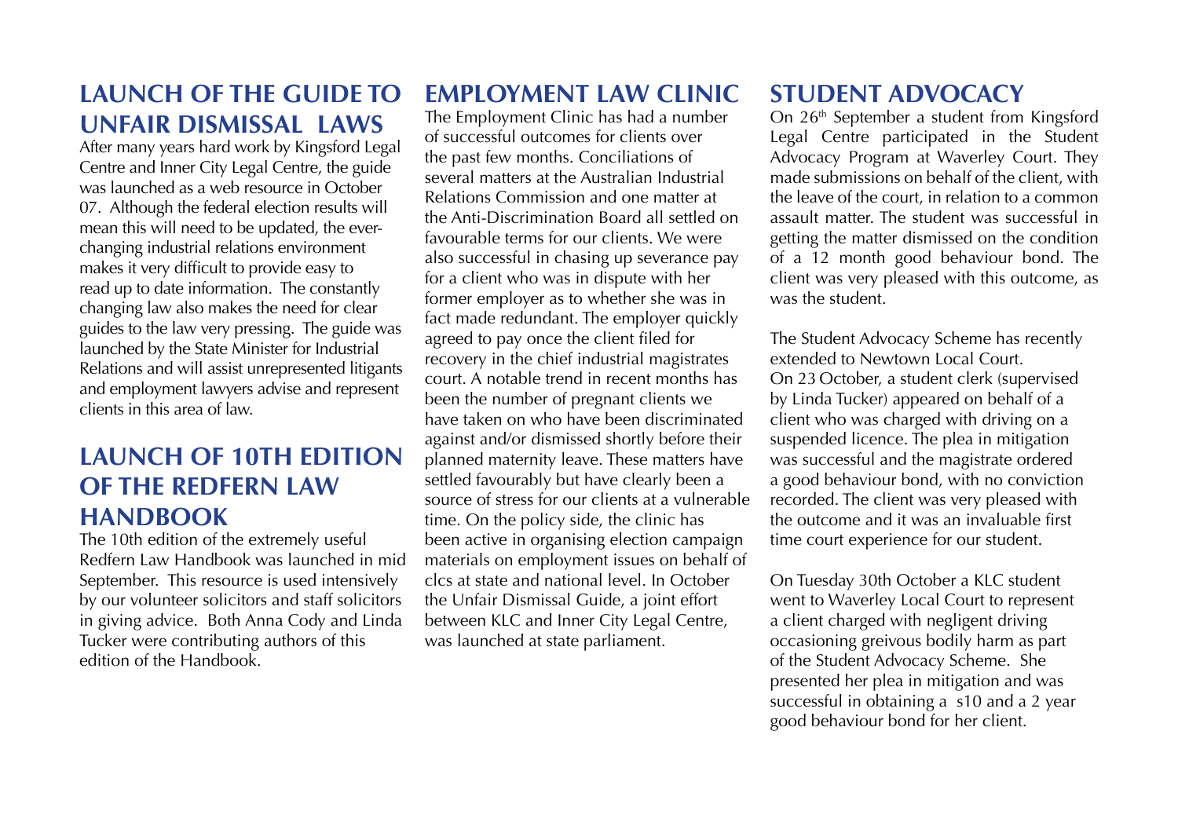## LAUNCH OF THE GUIDE TO UNFAIR DISMISSAL LAWS

After many years hard work by Kingsford Legal Centre and Inner City Legal Centre, the guide was launched as a web resource in October 07. Although the federal election results will mean this will need to be updated, the ever-changing industrial relations environment makes it very difficult to provide easy to read up to date information. The constantly changing law also makes the need for clear guides to the law very pressing. The guide was launched by the State Minister for Industrial Relations and will assist unrepresented litigants and employment lawyers advise and represent clients in this area of law.

## LAUNCH OF 10TH EDITION OF THE REDFERN LAW HANDBOOK

The 10th edition of the extremely useful Redfern Law Handbook was launched in mid September. This resource is used intensively by our volunteer solicitors and staff solicitors in giving advice. Both Anna Cody and Linda Tucker were contributing authors of this edition of the Handbook.

## EMPLOYMENT LAW CLINIC

The Employment Clinic has had a number of successful outcomes for clients over the past few months. Conciliations of several matters at the Australian Industrial Relations Commission and one matter at the Anti-Discrimination Board all settled on favourable terms for our clients. We were also successful in chasing up severance pay for a client who was in dispute with her former employer as to whether she was in fact made redundant. The employer quickly agreed to pay once the client filed for recovery in the chief industrial magistrates court. A notable trend in recent months has been the number of pregnant clients we have taken on who have been discriminated against and/or dismissed shortly before their planned maternity leave. These matters have settled favourably but have clearly been a source of stress for our clients at a vulnerable time. On the policy side, the clinic has been active in organising election campaign materials on employment issues on behalf of clcs at state and national level. In October the Unfair Dismissal Guide, a joint effort between KLC and Inner City Legal Centre, was launched at state parliament.

## STUDENT ADVOCACY

On 26th September a student from Kingsford Legal Centre participated in the Student Advocacy Program at Waverley Court. They made submissions on behalf of the client, with the leave of the court, in relation to a common assault matter. The student was successful in getting the matter dismissed on the condition of a 12 month good behaviour bond. The client was very pleased with this outcome, as was the student.

The Student Advocacy Scheme has recently extended to Newtown Local Court. On 23 October, a student clerk (supervised by Linda Tucker) appeared on behalf of a client who was charged with driving on a suspended licence. The plea in mitigation was successful and the magistrate ordered a good behaviour bond, with no conviction recorded. The client was very pleased with the outcome and it was an invaluable first time court experience for our student.

On Tuesday 30th October a KLC student went to Waverley Local Court to represent a client charged with negligent driving occasioning greivous bodily harm as part of the Student Advocacy Scheme. She presented her plea in mitigation and was successful in obtaining a s10 and a 2 year good behaviour bond for her client.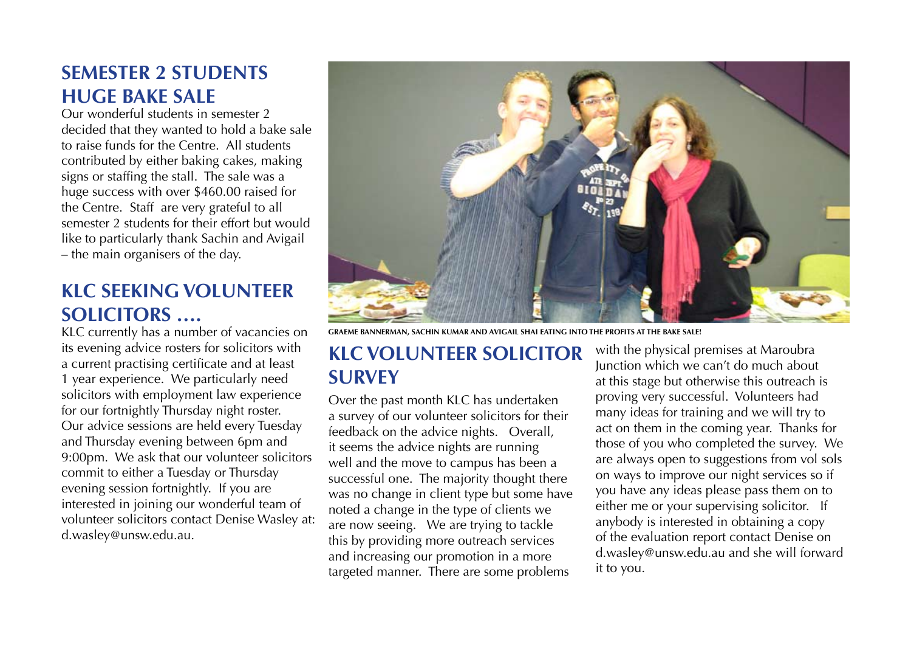## SEMESTER 2 STUDENTS HUGE BAKE SALE

Our wonderful students in semester 2 decided that they wanted to hold a bake sale to raise funds for the Centre. All students contributed by either baking cakes, making signs or staffing the stall. The sale was a huge success with over $460.00 raised for the Centre. Staff are very grateful to all semester 2 students for their effort but would like to particularly thank Sachin and Avigail – the main organisers of the day.

## KLC SEEKING VOLUNTEER SOLICITORS ....

KLC currently has a number of vacancies on its evening advice rosters for solicitors with a current practising certificate and at least 1 year experience. We particularly need solicitors with employment law experience for our fortnightly Thursday night roster. Our advice sessions are held every Tuesday and Thursday evening between 6pm and 9:00pm. We ask that our volunteer solicitors commit to either a Tuesday or Thursday evening session fortnightly. If you are interested in joining our wonderful team of volunteer solicitors contact Denise Wasley at: d.wasley@unsw.edu.au.

**GRAEME BANNERMAN, SACHIN KUMAR AND AVIGAIL SHAI EATING INTO THE PROFITS AT THE BAKE SALE!**

## KLC VOLUNTEER SOLICITOR SURVEY

Over the past month KLC has undertaken a survey of our volunteer solicitors for their feedback on the advice nights. Overall, it seems the advice nights are running well and the move to campus has been a successful one. The majority thought there was no change in client type but some have noted a change in the type of clients we are now seeing. We are trying to tackle this by providing more outreach services and increasing our promotion in a more targeted manner. There are some problems with the physical premises at Maroubra Junction which we can't do much about at this stage but otherwise this outreach is proving very successful. Volunteers had many ideas for training and we will try to act on them in the coming year. Thanks for those of you who completed the survey. We are always open to suggestions from vol sols on ways to improve our night services so if you have any ideas please pass them on to either me or your supervising solicitor. If anybody is interested in obtaining a copy of the evaluation report contact Denise on d.wasley@unsw.edu.au and she will forward it to you.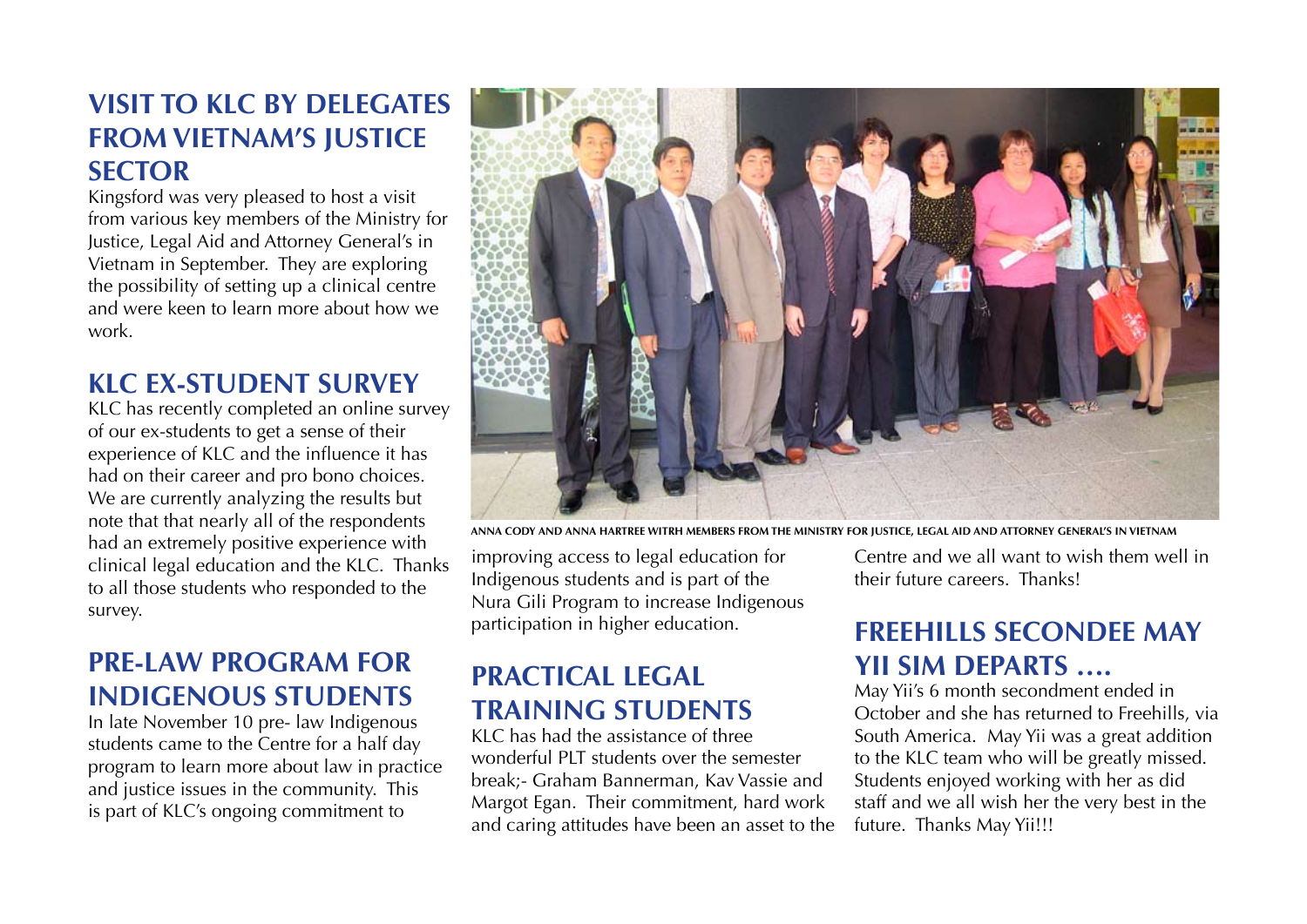## VISIT TO KLC BY DELEGATES FROM VIETNAM'S JUSTICE SECTOR

Kingsford was very pleased to host a visit from various key members of the Ministry for Justice, Legal Aid and Attorney General's in Vietnam in September. They are exploring the possibility of setting up a clinical centre and were keen to learn more about how we work.

ANNA CODY AND ANNA HARTREE WITRH MEMBERS FROM THE MINISTRY FOR JUSTICE, LEGAL AID AND ATTORNEY GENERAL'S IN VIETNAM

## KLC EX-STUDENT SURVEY

KLC has recently completed an online survey of our ex-students to get a sense of their experience of KLC and the influence it has had on their career and pro bono choices. We are currently analyzing the results but note that that nearly all of the respondents had an extremely positive experience with clinical legal education and the KLC. Thanks to all those students who responded to the survey.

## PRE-LAW PROGRAM FOR INDIGENOUS STUDENTS

In late November 10 pre- law Indigenous students came to the Centre for a half day program to learn more about law in practice and justice issues in the community. This is part of KLC's ongoing commitment to improving access to legal education for Indigenous students and is part of the Nura Gili Program to increase Indigenous participation in higher education.

## PRACTICAL LEGAL TRAINING STUDENTS

KLC has had the assistance of three wonderful PLT students over the semester break;- Graham Bannerman, Kav Vassie and Margot Egan. Their commitment, hard work and caring attitudes have been an asset to the Centre and we all want to wish them well in their future careers. Thanks!

## FREEHILLS SECONDEE MAY YII SIM DEPARTS ....

May Yii's 6 month secondment ended in October and she has returned to Freehills, via South America. May Yii was a great addition to the KLC team who will be greatly missed. Students enjoyed working with her as did staff and we all wish her the very best in the future. Thanks May Yii!!!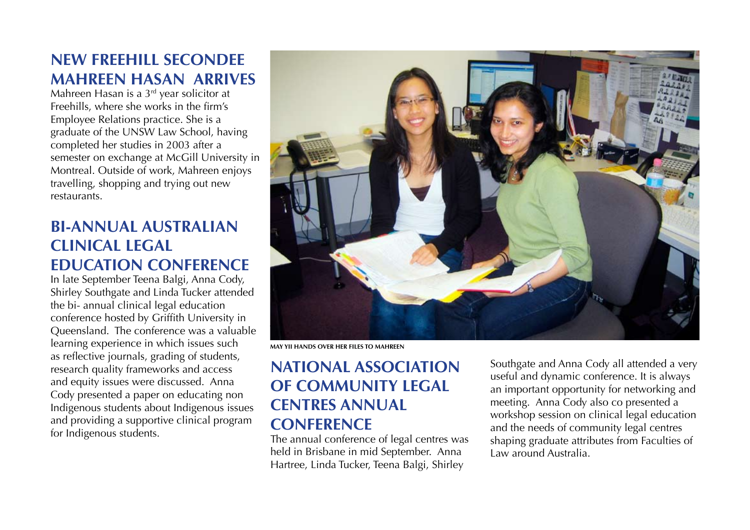## NEW FREEHILL SECONDEE MAHREEN HASAN ARRIVES

Mahreen Hasan is a 3rd year solicitor at Freehills, where she works in the firm's Employee Relations practice. She is a graduate of the UNSW Law School, having completed her studies in 2003 after a semester on exchange at McGill University in Montreal. Outside of work, Mahreen enjoys travelling, shopping and trying out new restaurants.

## BI-ANNUAL AUSTRALIAN CLINICAL LEGAL EDUCATION CONFERENCE

In late September Teena Balgi, Anna Cody, Shirley Southgate and Linda Tucker attended the bi- annual clinical legal education conference hosted by Griffith University in Queensland. The conference was a valuable learning experience in which issues such as reflective journals, grading of students, research quality frameworks and access and equity issues were discussed. Anna Cody presented a paper on educating non Indigenous students about Indigenous issues and providing a supportive clinical program for Indigenous students.

MAY YII HANDS OVER HER FILES TO MAHREEN

## NATIONAL ASSOCIATION OF COMMUNITY LEGAL CENTRES ANNUAL CONFERENCE

The annual conference of legal centres was held in Brisbane in mid September. Anna Hartree, Linda Tucker, Teena Balgi, Shirley Southgate and Anna Cody all attended a very useful and dynamic conference. It is always an important opportunity for networking and meeting. Anna Cody also co presented a workshop session on clinical legal education and the needs of community legal centres shaping graduate attributes from Faculties of Law around Australia.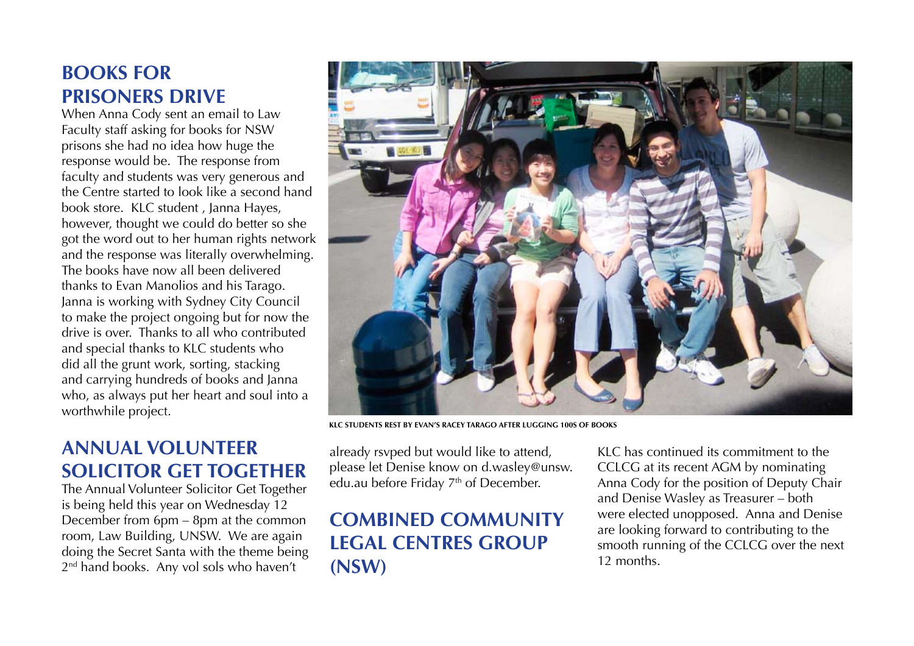## BOOKS FOR PRISONERS DRIVE

When Anna Cody sent an email to Law Faculty staff asking for books for NSW prisons she had no idea how huge the response would be. The response from faculty and students was very generous and the Centre started to look like a second hand book store. KLC student , Janna Hayes, however, thought we could do better so she got the word out to her human rights network and the response was literally overwhelming. The books have now all been delivered thanks to Evan Manolios and his Tarago. Janna is working with Sydney City Council to make the project ongoing but for now the drive is over. Thanks to all who contributed and special thanks to KLC students who did all the grunt work, sorting, stacking and carrying hundreds of books and Janna who, as always put her heart and soul into a worthwhile project.

KLC STUDENTS REST BY EVAN'S RACEY TARAGO AFTER LUGGING 100S OF BOOKS

## ANNUAL VOLUNTEER SOLICITOR GET TOGETHER

The Annual Volunteer Solicitor Get Together is being held this year on Wednesday 12 December from 6pm – 8pm at the common room, Law Building, UNSW. We are again doing the Secret Santa with the theme being 2nd hand books. Any vol sols who haven't already rsvped but would like to attend, please let Denise know on d.wasley@unsw.edu.au before Friday 7th of December.

## COMBINED COMMUNITY LEGAL CENTRES GROUP (NSW)

KLC has continued its commitment to the CCLCG at its recent AGM by nominating Anna Cody for the position of Deputy Chair and Denise Wasley as Treasurer – both were elected unopposed. Anna and Denise are looking forward to contributing to the smooth running of the CCLCG over the next 12 months.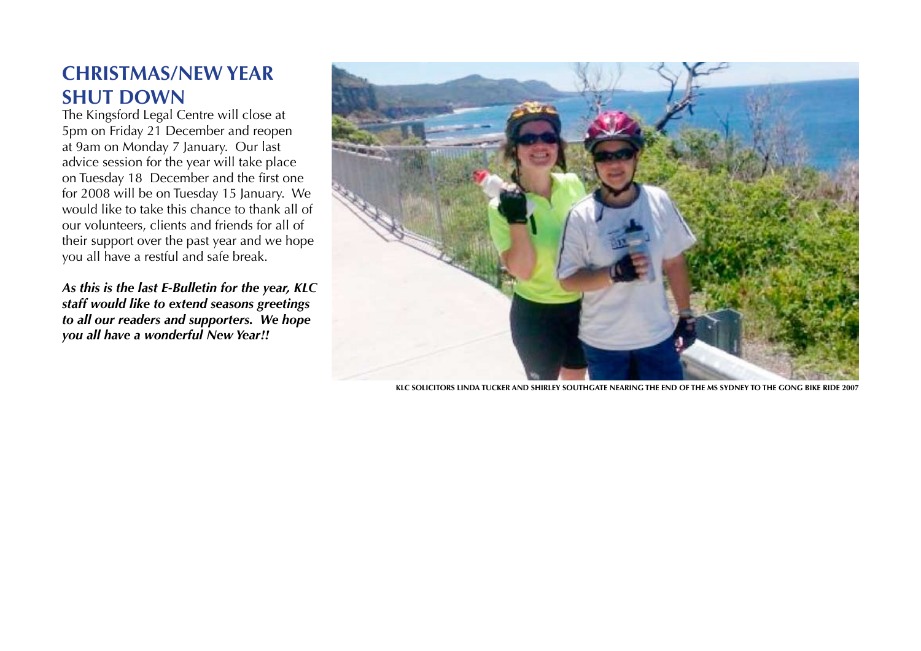## CHRISTMAS/NEW YEAR SHUT DOWN

The Kingsford Legal Centre will close at 5pm on Friday 21 December and reopen at 9am on Monday 7 January. Our last advice session for the year will take place on Tuesday 18 December and the first one for 2008 will be on Tuesday 15 January. We would like to take this chance to thank all of our volunteers, clients and friends for all of their support over the past year and we hope you all have a restful and safe break.

***As this is the last E-Bulletin for the year, KLC staff would like to extend seasons greetings to all our readers and supporters. We hope you all have a wonderful New Year!!***

KLC SOLICITORS LINDA TUCKER AND SHIRLEY SOUTHGATE NEARING THE END OF THE MS SYDNEY TO THE GONG BIKE RIDE 2007